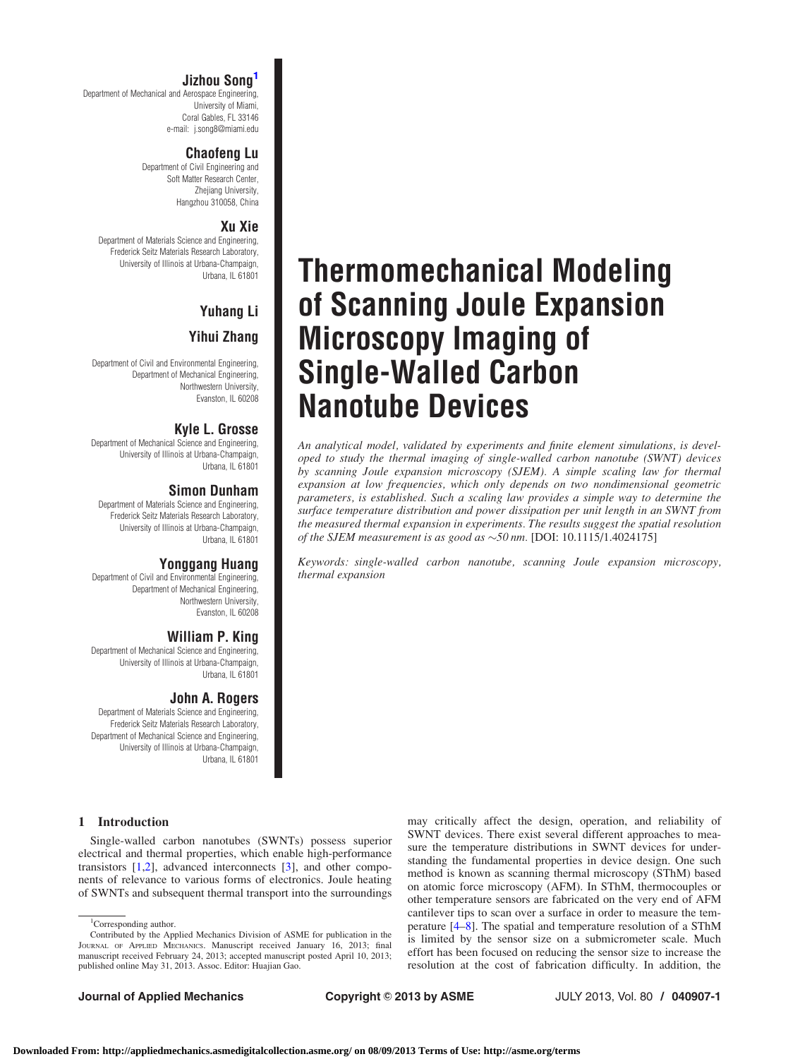# Thermomechanical Modeling of Scanning Joule Expansion Microscopy Imaging of Single-Walled Carbon Nanotube Devices

**Jizhou Song**[1]
Department of Mechanical and Aerospace Engineering,
University of Miami,
Coral Gables, FL 33146
e-mail: j.song8@miami.edu

**Chaofeng Lu**
Department of Civil Engineering and
Soft Matter Research Center,
Zhejiang University,
Hangzhou 310058, China

**Xu Xie**
Department of Materials Science and Engineering,
Frederick Seitz Materials Research Laboratory,
University of Illinois at Urbana-Champaign,
Urbana, IL 61801

**Yuhang Li**

**Yihui Zhang**

Department of Civil and Environmental Engineering,
Department of Mechanical Engineering,
Northwestern University,
Evanston, IL 60208

**Kyle L. Grosse**
Department of Mechanical Science and Engineering,
University of Illinois at Urbana-Champaign,
Urbana, IL 61801

**Simon Dunham**
Department of Materials Science and Engineering,
Frederick Seitz Materials Research Laboratory,
University of Illinois at Urbana-Champaign,
Urbana, IL 61801

**Yonggang Huang**
Department of Civil and Environmental Engineering,
Department of Mechanical Engineering,
Northwestern University,
Evanston, IL 60208

**William P. King**
Department of Mechanical Science and Engineering,
University of Illinois at Urbana-Champaign,
Urbana, IL 61801

**John A. Rogers**
Department of Materials Science and Engineering,
Frederick Seitz Materials Research Laboratory,
Department of Mechanical Science and Engineering,
University of Illinois at Urbana-Champaign,
Urbana, IL 61801

*An analytical model, validated by experiments and finite element simulations, is developed to study the thermal imaging of single-walled carbon nanotube (SWNT) devices by scanning Joule expansion microscopy (SJEM). A simple scaling law for thermal expansion at low frequencies, which only depends on two nondimensional geometric parameters, is established. Such a scaling law provides a simple way to determine the surface temperature distribution and power dissipation per unit length in an SWNT from the measured thermal expansion in experiments. The results suggest the spatial resolution of the SJEM measurement is as good as ~50 nm.* [DOI: 10.1115/1.4024175]

*Keywords: single-walled carbon nanotube, scanning Joule expansion microscopy, thermal expansion*

## 1 Introduction

Single-walled carbon nanotubes (SWNTs) possess superior electrical and thermal properties, which enable high-performance transistors [1,2], advanced interconnects [3], and other components of relevance to various forms of electronics. Joule heating of SWNTs and subsequent thermal transport into the surroundings may critically affect the design, operation, and reliability of SWNT devices. There exist several different approaches to measure the temperature distributions in SWNT devices for understanding the fundamental properties in device design. One such method is known as scanning thermal microscopy (SThM) based on atomic force microscopy (AFM). In SThM, thermocouples or other temperature sensors are fabricated on the very end of AFM cantilever tips to scan over a surface in order to measure the temperature [4–8]. The spatial and temperature resolution of a SThM is limited by the sensor size on a submicrometer scale. Much effort has been focused on reducing the sensor size to increase the resolution at the cost of fabrication difficulty. In addition, the

[1]Corresponding author.

Contributed by the Applied Mechanics Division of ASME for publication in the JOURNAL OF APPLIED MECHANICS. Manuscript received January 16, 2013; final manuscript received February 24, 2013; accepted manuscript posted April 10, 2013; published online May 31, 2013. Assoc. Editor: Huajian Gao.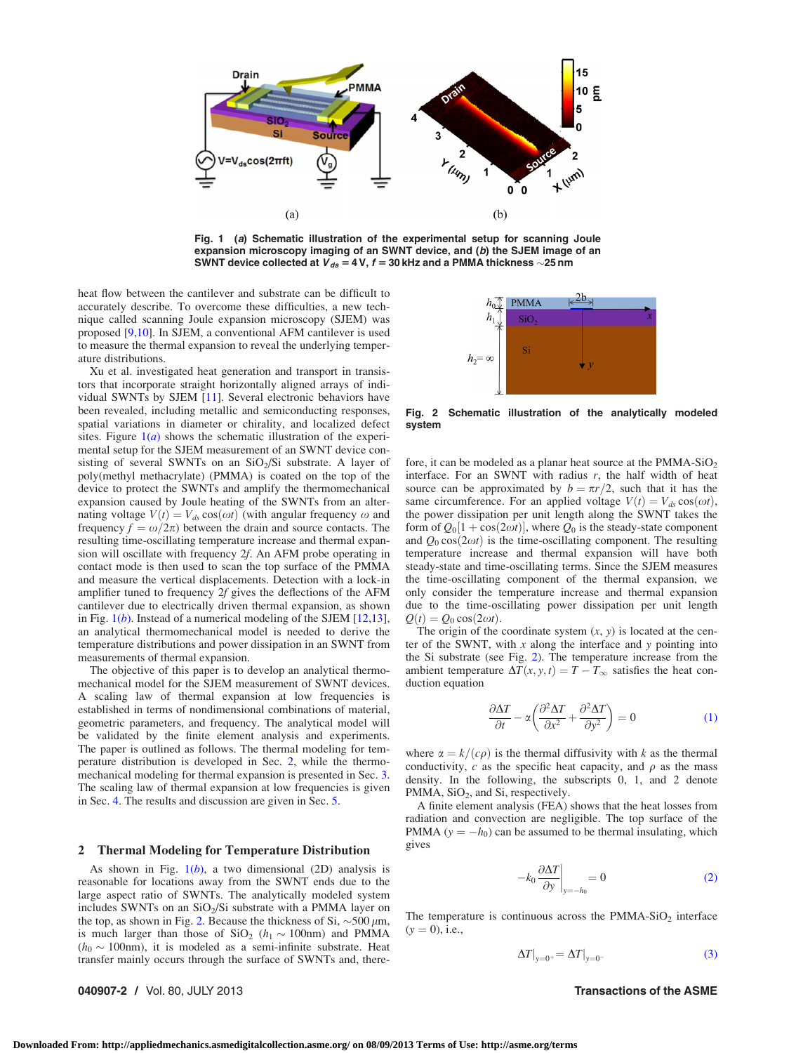Fig. 1 (*a*) Schematic illustration of the experimental setup for scanning Joule expansion microscopy imaging of an SWNT device, and (*b*) the SJEM image of an SWNT device collected at $V_{ds} = 4$ V, $f = 30$ kHz and a PMMA thickness ~25 nm

heat flow between the cantilever and substrate can be difficult to accurately describe. To overcome these difficulties, a new technique called scanning Joule expansion microscopy (SJEM) was proposed [9,10]. In SJEM, a conventional AFM cantilever is used to measure the thermal expansion to reveal the underlying temperature distributions.

Xu et al. investigated heat generation and transport in transistors that incorporate straight horizontally aligned arrays of individual SWNTs by SJEM [11]. Several electronic behaviors have been revealed, including metallic and semiconducting responses, spatial variations in diameter or chirality, and localized defect sites. Figure 1(*a*) shows the schematic illustration of the experimental setup for the SJEM measurement of an SWNT device consisting of several SWNTs on an $SiO_2$/Si substrate. A layer of poly(methyl methacrylate) (PMMA) is coated on the top of the device to protect the SWNTs and amplify the thermomechanical expansion caused by Joule heating of the SWNTs from an alternating voltage $V(t) = V_{ds}\cos(\omega t)$ (with angular frequency $\omega$ and frequency $f = \omega/2\pi$) between the drain and source contacts. The resulting time-oscillating temperature increase and thermal expansion will oscillate with frequency $2f$. An AFM probe operating in contact mode is then used to scan the top surface of the PMMA and measure the vertical displacements. Detection with a lock-in amplifier tuned to frequency $2f$ gives the deflections of the AFM cantilever due to electrically driven thermal expansion, as shown in Fig. 1(*b*). Instead of a numerical modeling of the SJEM [12,13], an analytical thermomechanical model is needed to derive the temperature distributions and power dissipation in an SWNT from measurements of thermal expansion.

The objective of this paper is to develop an analytical thermomechanical model for the SJEM measurement of SWNT devices. A scaling law of thermal expansion at low frequencies is established in terms of nondimensional combinations of material, geometric parameters, and frequency. The analytical model will be validated by the finite element analysis and experiments. The paper is outlined as follows. The thermal modeling for temperature distribution is developed in Sec. 2, while the thermomechanical modeling for thermal expansion is presented in Sec. 3. The scaling law of thermal expansion at low frequencies is given in Sec. 4. The results and discussion are given in Sec. 5.

## 2 Thermal Modeling for Temperature Distribution

As shown in Fig. 1(*b*), a two dimensional (2D) analysis is reasonable for locations away from the SWNT ends due to the large aspect ratio of SWNTs. The analytically modeled system includes SWNTs on an $SiO_2$/Si substrate with a PMMA layer on the top, as shown in Fig. 2. Because the thickness of Si, ~500 $\mu$m, is much larger than those of $SiO_2$ ($h_1 \sim 100$nm) and PMMA ($h_0 \sim 100$nm), it is modeled as a semi-infinite substrate. Heat transfer mainly occurs through the surface of SWNTs and, therefore, it can be modeled as a planar heat source at the PMMA-$SiO_2$ interface. For an SWNT with radius $r$, the half width of heat source can be approximated by $b = \pi r/2$, such that it has the same circumference. For an applied voltage $V(t) = V_{ds}\cos(\omega t)$, the power dissipation per unit length along the SWNT takes the form of $Q_0[1 + \cos(2\omega t)]$, where $Q_0$ is the steady-state component and $Q_0\cos(2\omega t)$ is the time-oscillating component. The resulting temperature increase and thermal expansion will have both steady-state and time-oscillating terms. Since the SJEM measures the time-oscillating component of the thermal expansion, we only consider the temperature increase and thermal expansion due to the time-oscillating power dissipation per unit length $Q(t) = Q_0\cos(2\omega t)$.

Fig. 2 Schematic illustration of the analytically modeled system

The origin of the coordinate system $(x, y)$ is located at the center of the SWNT, with $x$ along the interface and $y$ pointing into the Si substrate (see Fig. 2). The temperature increase from the ambient temperature $\Delta T(x, y, t) = T - T_\infty$ satisfies the heat conduction equation

$$\frac{\partial \Delta T}{\partial t} - \alpha\left(\frac{\partial^2 \Delta T}{\partial x^2} + \frac{\partial^2 \Delta T}{\partial y^2}\right) = 0 \tag{1}$$

where $\alpha = k/(c\rho)$ is the thermal diffusivity with $k$ as the thermal conductivity, $c$ as the specific heat capacity, and $\rho$ as the mass density. In the following, the subscripts 0, 1, and 2 denote PMMA, $SiO_2$, and Si, respectively.

A finite element analysis (FEA) shows that the heat losses from radiation and convection are negligible. The top surface of the PMMA ($y = -h_0$) can be assumed to be thermal insulating, which gives

$$-k_0 \left.\frac{\partial \Delta T}{\partial y}\right|_{y=-h_0} = 0 \tag{2}$$

The temperature is continuous across the PMMA-$SiO_2$ interface ($y = 0$), i.e.,

$$\Delta T|_{y=0^+} = \Delta T|_{y=0^-} \tag{3}$$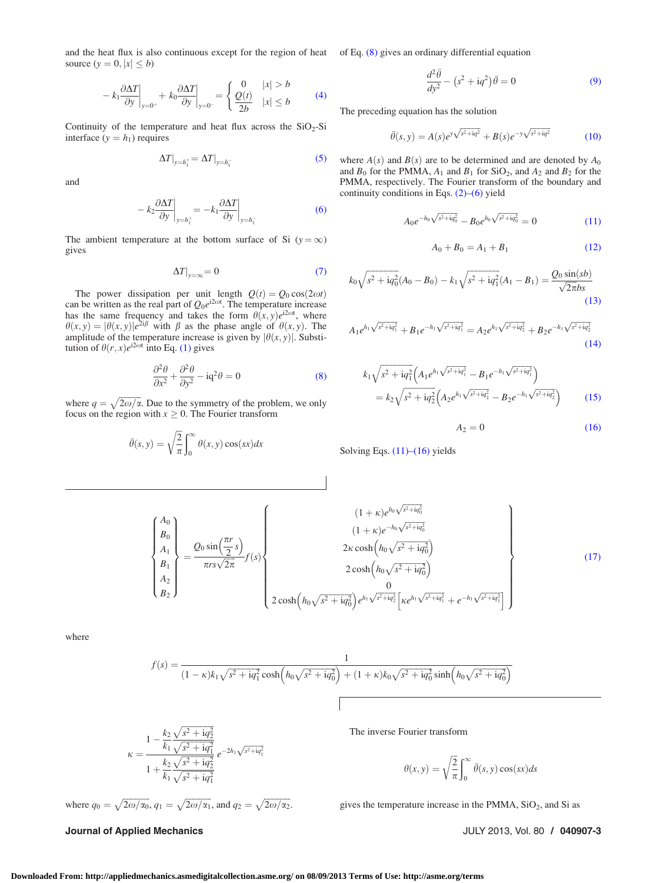and the heat flux is also continuous except for the region of heat source ($y = 0, |x| \le b$)

$$-k_1 \frac{\partial \Delta T}{\partial y}\bigg|_{y=0^+} + k_0 \frac{\partial \Delta T}{\partial y}\bigg|_{y=0^-} = \begin{cases} 0 & |x| > b \\ \dfrac{Q(t)}{2b} & |x| \le b \end{cases} \tag{4}$$

Continuity of the temperature and heat flux across the $SiO_2$-Si interface ($y = h_1$) requires

$$\Delta T|_{y=h_1^+} = \Delta T|_{y=h_1^-} \tag{5}$$

and

$$-k_2 \frac{\partial \Delta T}{\partial y}\bigg|_{y=h_1^+} = -k_1 \frac{\partial \Delta T}{\partial y}\bigg|_{y=h_1^-} \tag{6}$$

The ambient temperature at the bottom surface of Si ($y = \infty$) gives

$$\Delta T|_{y=\infty} = 0 \tag{7}$$

The power dissipation per unit length $Q(t) = Q_0 \cos(2\omega t)$ can be written as the real part of $Q_0 e^{i2\omega t}$. The temperature increase has the same frequency and takes the form $\theta(x, y)e^{i2\omega t}$, where $\theta(x, y) = |\theta(x, y)|e^{2i\beta}$ with $\beta$ as the phase angle of $\theta(x, y)$. The amplitude of the temperature increase is given by $|\theta(x, y)|$. Substitution of $\theta(r, x)e^{i2\omega t}$ into Eq. (1) gives

$$\frac{\partial^2 \theta}{\partial x^2} + \frac{\partial^2 \theta}{\partial y^2} - iq^2 \theta = 0 \tag{8}$$

where $q = \sqrt{2\omega/\alpha}$. Due to the symmetry of the problem, we only focus on the region with $x \ge 0$. The Fourier transform

$$\bar{\theta}(s, y) = \sqrt{\frac{2}{\pi}} \int_0^\infty \theta(x, y) \cos(sx) dx$$

of Eq. (8) gives an ordinary differential equation

$$\frac{d^2 \bar{\theta}}{dy^2} - \left(s^2 + iq^2\right)\bar{\theta} = 0 \tag{9}$$

The preceding equation has the solution

$$\bar{\theta}(s, y) = A(s)e^{y\sqrt{s^2+iq^2}} + B(s)e^{-y\sqrt{s^2+iq^2}} \tag{10}$$

where $A(s)$ and $B(s)$ are to be determined and are denoted by $A_0$ and $B_0$ for the PMMA, $A_1$ and $B_1$ for $SiO_2$, and $A_2$ and $B_2$ for the PMMA, respectively. The Fourier transform of the boundary and continuity conditions in Eqs. (2)–(6) yield

$$A_0 e^{-h_0\sqrt{s^2+iq_0^2}} - B_0 e^{h_0\sqrt{s^2+iq_0^2}} = 0 \tag{11}$$

$$A_0 + B_0 = A_1 + B_1 \tag{12}$$

$$k_0\sqrt{s^2+iq_0^2}(A_0 - B_0) - k_1\sqrt{s^2+iq_1^2}(A_1 - B_1) = \frac{Q_0 \sin(sb)}{\sqrt{2\pi}bs} \tag{13}$$

$$A_1 e^{h_1\sqrt{s^2+iq_1^2}} + B_1 e^{-h_1\sqrt{s^2+iq_1^2}} = A_2 e^{h_1\sqrt{s^2+iq_2^2}} + B_2 e^{-h_1\sqrt{s^2+iq_2^2}} \tag{14}$$

$$\begin{aligned} &k_1\sqrt{s^2+iq_1^2}\left(A_1 e^{h_1\sqrt{s^2+iq_1^2}} - B_1 e^{-h_1\sqrt{s^2+iq_1^2}}\right) \\ &\quad = k_2\sqrt{s^2+iq_2^2}\left(A_2 e^{h_1\sqrt{s^2+iq_2^2}} - B_2 e^{-h_1\sqrt{s^2+iq_2^2}}\right) \end{aligned} \tag{15}$$

$$A_2 = 0 \tag{16}$$

Solving Eqs. (11)–(16) yields

$$\begin{Bmatrix} A_0 \\ B_0 \\ A_1 \\ B_1 \\ A_2 \\ B_2 \end{Bmatrix} = \frac{Q_0 \sin\left(\frac{\pi r}{2}s\right)}{\pi r s\sqrt{2\pi}} f(s) \begin{Bmatrix} (1+\kappa)e^{h_0\sqrt{s^2+iq_0^2}} \\ (1+\kappa)e^{-h_0\sqrt{s^2+iq_0^2}} \\ 2\kappa\cosh\left(h_0\sqrt{s^2+iq_0^2}\right) \\ 2\cosh\left(h_0\sqrt{s^2+iq_0^2}\right) \\ 0 \\ 2\cosh\left(h_0\sqrt{s^2+iq_0^2}\right)e^{h_1\sqrt{s^2+iq_2^2}}\left[\kappa e^{h_1\sqrt{s^2+iq_1^2}} + e^{-h_1\sqrt{s^2+iq_1^2}}\right] \end{Bmatrix} \tag{17}$$

where

$$f(s) = \frac{1}{(1-\kappa)k_1\sqrt{s^2+iq_1^2}\cosh\left(h_0\sqrt{s^2+iq_0^2}\right) + (1+\kappa)k_0\sqrt{s^2+iq_0^2}\sinh\left(h_0\sqrt{s^2+iq_0^2}\right)}$$

$$\kappa = \frac{1 - \dfrac{k_2}{k_1}\dfrac{\sqrt{s^2+iq_2^2}}{\sqrt{s^2+iq_1^2}}}{1 + \dfrac{k_2}{k_1}\dfrac{\sqrt{s^2+iq_2^2}}{\sqrt{s^2+iq_1^2}}} e^{-2h_1\sqrt{s^2+iq_1^2}}$$

where $q_0 = \sqrt{2\omega/\alpha_0}$, $q_1 = \sqrt{2\omega/\alpha_1}$, and $q_2 = \sqrt{2\omega/\alpha_2}$.

The inverse Fourier transform

$$\theta(x, y) = \sqrt{\frac{2}{\pi}} \int_0^\infty \bar{\theta}(s, y) \cos(sx) ds$$

gives the temperature increase in the PMMA, $SiO_2$, and Si as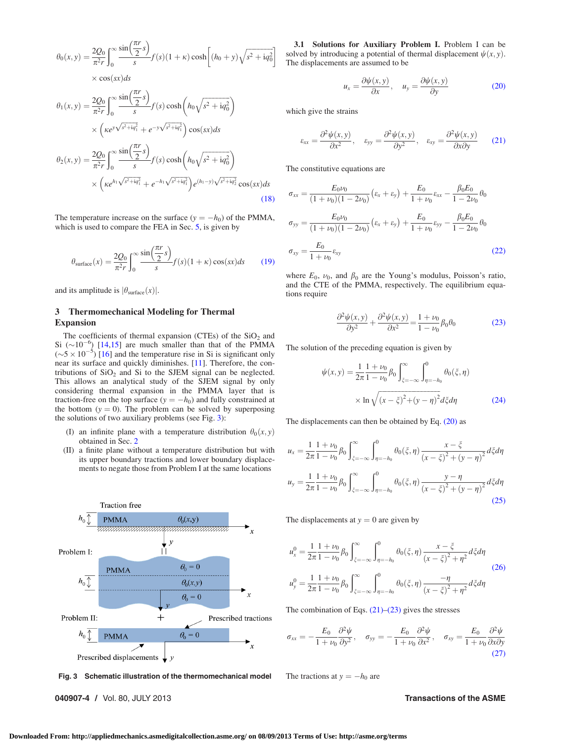$$\theta_0(x,y) = \frac{2Q_0}{\pi^2 r}\int_0^\infty \frac{\sin\left(\frac{\pi r}{2}s\right)}{s} f(s)(1+\kappa)\cosh\left[(h_0+y)\sqrt{s^2+iq_0^2}\right] \times \cos(sx)ds$$

$$\theta_1(x,y) = \frac{2Q_0}{\pi^2 r}\int_0^\infty \frac{\sin\left(\frac{\pi r}{2}s\right)}{s} f(s)\cosh\left(h_0\sqrt{s^2+iq_0^2}\right) \times \left(\kappa e^{y\sqrt{s^2+iq_1^2}} + e^{-y\sqrt{s^2+iq_1^2}}\right)\cos(sx)ds$$

$$\theta_2(x,y) = \frac{2Q_0}{\pi^2 r}\int_0^\infty \frac{\sin\left(\frac{\pi r}{2}s\right)}{s} f(s)\cosh\left(h_0\sqrt{s^2+iq_0^2}\right) \times \left(\kappa e^{h_1\sqrt{s^2+iq_1^2}} + e^{-h_1\sqrt{s^2+iq_1^2}}\right)e^{(h_1-y)\sqrt{s^2+iq_2^2}}\cos(sx)ds \tag{18}$$

The temperature increase on the surface ($y=-h_0$) of the PMMA, which is used to compare the FEA in Sec. 5, is given by

$$\theta_{\text{surface}}(x) = \frac{2Q_0}{\pi^2 r}\int_0^\infty \frac{\sin\left(\frac{\pi r}{2}s\right)}{s} f(s)(1+\kappa)\cos(sx)ds \tag{19}$$

and its amplitude is $|\theta_{\text{surface}}(x)|$.

## 3 Thermomechanical Modeling for Thermal Expansion

The coefficients of thermal expansion (CTEs) of the $SiO_2$ and Si ($\sim 10^{-6}$) [14,15] are much smaller than that of the PMMA ($\sim 5\times 10^{-5}$) [16] and the temperature rise in Si is significant only near its surface and quickly diminishes. [11]. Therefore, the contributions of $SiO_2$ and Si to the SJEM signal can be neglected. This allows an analytical study of the SJEM signal by only considering thermal expansion in the PMMA layer that is traction-free on the top surface ($y=-h_0$) and fully constrained at the bottom ($y=0$). The problem can be solved by superposing the solutions of two auxiliary problems (see Fig. 3):

(I) an infinite plane with a temperature distribution $\theta_0(x,y)$ obtained in Sec. 2

(II) a finite plane without a temperature distribution but with its upper boundary tractions and lower boundary displacements to negate those from Problem I at the same locations

**Fig. 3 Schematic illustration of the thermomechanical model**

### 3.1 Solutions for Auxiliary Problem I.

Problem I can be solved by introducing a potential of thermal displacement $\psi(x,y)$. The displacements are assumed to be

$$u_x = \frac{\partial\psi(x,y)}{\partial x}, \quad u_y = \frac{\partial\psi(x,y)}{\partial y} \tag{20}$$

which give the strains

$$\varepsilon_{xx} = \frac{\partial^2\psi(x,y)}{\partial x^2}, \quad \varepsilon_{yy} = \frac{\partial^2\psi(x,y)}{\partial y^2}, \quad \varepsilon_{xy} = \frac{\partial^2\psi(x,y)}{\partial x\partial y} \tag{21}$$

The constitutive equations are

$$\sigma_{xx} = \frac{E_0\nu_0}{(1+\nu_0)(1-2\nu_0)}(\varepsilon_x+\varepsilon_y) + \frac{E_0}{1+\nu_0}\varepsilon_{xx} - \frac{\beta_0 E_0}{1-2\nu_0}\theta_0$$

$$\sigma_{yy} = \frac{E_0\nu_0}{(1+\nu_0)(1-2\nu_0)}(\varepsilon_x+\varepsilon_y) + \frac{E_0}{1+\nu_0}\varepsilon_{yy} - \frac{\beta_0 E_0}{1-2\nu_0}\theta_0$$

$$\sigma_{xy} = \frac{E_0}{1+\nu_0}\varepsilon_{xy} \tag{22}$$

where $E_0$, $\nu_0$, and $\beta_0$ are the Young's modulus, Poisson's ratio, and the CTE of the PMMA, respectively. The equilibrium equations require

$$\frac{\partial^2\psi(x,y)}{\partial y^2} + \frac{\partial^2\psi(x,y)}{\partial x^2} = \frac{1+\nu_0}{1-\nu_0}\beta_0\theta_0 \tag{23}$$

The solution of the preceding equation is given by

$$\psi(x,y) = \frac{1}{2\pi}\frac{1+\nu_0}{1-\nu_0}\beta_0\int_{\xi=-\infty}^{\infty}\int_{\eta=-h_0}^{0}\theta_0(\xi,\eta) \times \ln\sqrt{(x-\xi)^2+(y-\eta)^2}\,d\xi d\eta \tag{24}$$

The displacements can then be obtained by Eq. (20) as

$$u_x = \frac{1}{2\pi}\frac{1+\nu_0}{1-\nu_0}\beta_0\int_{\xi=-\infty}^{\infty}\int_{\eta=-h_0}^{0}\theta_0(\xi,\eta)\frac{x-\xi}{(x-\xi)^2+(y-\eta)^2}d\xi d\eta$$

$$u_y = \frac{1}{2\pi}\frac{1+\nu_0}{1-\nu_0}\beta_0\int_{\xi=-\infty}^{\infty}\int_{\eta=-h_0}^{0}\theta_0(\xi,\eta)\frac{y-\eta}{(x-\xi)^2+(y-\eta)^2}d\xi d\eta \tag{25}$$

The displacements at $y=0$ are given by

$$u_x^0 = \frac{1}{2\pi}\frac{1+\nu_0}{1-\nu_0}\beta_0\int_{\xi=-\infty}^{\infty}\int_{\eta=-h_0}^{0}\theta_0(\xi,\eta)\frac{x-\xi}{(x-\xi)^2+\eta^2}d\xi d\eta$$

$$u_y^0 = \frac{1}{2\pi}\frac{1+\nu_0}{1-\nu_0}\beta_0\int_{\xi=-\infty}^{\infty}\int_{\eta=-h_0}^{0}\theta_0(\xi,\eta)\frac{-\eta}{(x-\xi)^2+\eta^2}d\xi d\eta \tag{26}$$

The combination of Eqs. (21)–(23) gives the stresses

$$\sigma_{xx} = -\frac{E_0}{1+\nu_0}\frac{\partial^2\psi}{\partial y^2}, \quad \sigma_{yy} = -\frac{E_0}{1+\nu_0}\frac{\partial^2\psi}{\partial x^2}, \quad \sigma_{xy} = \frac{E_0}{1+\nu_0}\frac{\partial^2\psi}{\partial x\partial y} \tag{27}$$

The tractions at $y=-h_0$ are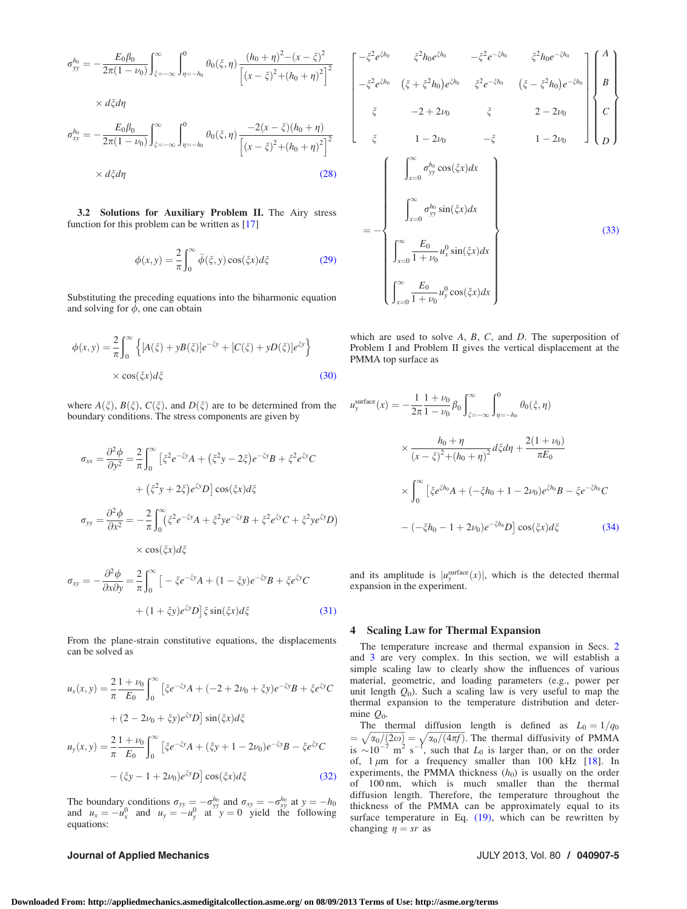$$\sigma_{yy}^{h_0} = -\frac{E_0\beta_0}{2\pi(1-\nu_0)}\int_{\xi=-\infty}^{\infty}\int_{\eta=-h_0}^{0}\theta_0(\xi,\eta)\frac{(h_0+\eta)^2-(x-\xi)^2}{\left[(x-\xi)^2+(h_0+\eta)^2\right]^2}\times d\xi d\eta$$

$$\sigma_{xy}^{h_0} = -\frac{E_0\beta_0}{2\pi(1-\nu_0)}\int_{\xi=-\infty}^{\infty}\int_{\eta=-h_0}^{0}\theta_0(\xi,\eta)\frac{-2(x-\xi)(h_0+\eta)}{\left[(x-\xi)^2+(h_0+\eta)^2\right]^2}\times d\xi d\eta \tag{28}$$

**3.2 Solutions for Auxiliary Problem II.** The Airy stress function for this problem can be written as [17]

$$\phi(x,y) = \frac{2}{\pi}\int_0^{\infty}\bar{\phi}(\xi,y)\cos(\xi x)d\xi \tag{29}$$

Substituting the preceding equations into the biharmonic equation and solving for $\bar{\phi}$, one can obtain

$$\phi(x,y) = \frac{2}{\pi}\int_0^{\infty}\left\{[A(\xi)+yB(\xi)]e^{-\xi y}+[C(\xi)+yD(\xi)]e^{\xi y}\right\}\times\cos(\xi x)d\xi \tag{30}$$

where $A(\xi)$, $B(\xi)$, $C(\xi)$, and $D(\xi)$ are to be determined from the boundary conditions. The stress components are given by

$$\sigma_{xx} = \frac{\partial^2\phi}{\partial y^2} = \frac{2}{\pi}\int_0^{\infty}\left[\xi^2e^{-\xi y}A+\left(\xi^2y-2\xi\right)e^{-\xi y}B+\xi^2e^{\xi y}C+\left(\xi^2y+2\xi\right)e^{\xi y}D\right]\cos(\xi x)d\xi$$

$$\sigma_{yy} = \frac{\partial^2\phi}{\partial x^2} = -\frac{2}{\pi}\int_0^{\infty}\left(\xi^2e^{-\xi y}A+\xi^2ye^{-\xi y}B+\xi^2e^{\xi y}C+\xi^2ye^{\xi y}D\right)\times\cos(\xi x)d\xi$$

$$\sigma_{xy} = -\frac{\partial^2\phi}{\partial x\partial y} = \frac{2}{\pi}\int_0^{\infty}\left[-\xi e^{-\xi y}A+(1-\xi y)e^{-\xi y}B+\xi e^{\xi y}C+(1+\xi y)e^{\xi y}D\right]\xi\sin(\xi x)d\xi \tag{31}$$

From the plane-strain constitutive equations, the displacements can be solved as

$$u_x(x,y) = \frac{2}{\pi}\frac{1+\nu_0}{E_0}\int_0^{\infty}\left[\xi e^{-\xi y}A+(-2+2\nu_0+\xi y)e^{-\xi y}B+\xi e^{\xi y}C+(2-2\nu_0+\xi y)e^{\xi y}D\right]\sin(\xi x)d\xi$$

$$u_y(x,y) = \frac{2}{\pi}\frac{1+\nu_0}{E_0}\int_0^{\infty}\left[\xi e^{-\xi y}A+(\xi y+1-2\nu_0)e^{-\xi y}B-\xi e^{\xi y}C-(\xi y-1+2\nu_0)e^{\xi y}D\right]\cos(\xi x)d\xi \tag{32}$$

The boundary conditions $\sigma_{yy}=-\sigma_{yy}^{h_0}$ and $\sigma_{xy}=-\sigma_{xy}^{h_0}$ at $y=-h_0$ and $u_x=-u_x^0$ and $u_y=-u_y^0$ at $y=0$ yield the following equations:

$$\begin{bmatrix} -\xi^2e^{\xi h_0} & \xi^2h_0e^{\xi h_0} & -\xi^2e^{-\xi h_0} & \xi^2h_0e^{-\xi h_0} \\ -\xi^2e^{\xi h_0} & \left(\xi+\xi^2h_0\right)e^{\xi h_0} & \xi^2e^{-\xi h_0} & \left(\xi-\xi^2h_0\right)e^{-\xi h_0} \\ \xi & -2+2\nu_0 & \xi & 2-2\nu_0 \\ \xi & 1-2\nu_0 & -\xi & 1-2\nu_0 \end{bmatrix}\begin{Bmatrix} A \\ B \\ C \\ D \end{Bmatrix} = -\begin{Bmatrix} \int_{x=0}^{\infty}\sigma_{yy}^{h_0}\cos(\xi x)dx \\ \int_{x=0}^{\infty}\sigma_{yy}^{h_0}\sin(\xi x)dx \\ \int_{x=0}^{\infty}\frac{E_0}{1+\nu_0}u_x^0\sin(\xi x)dx \\ \int_{x=0}^{\infty}\frac{E_0}{1+\nu_0}u_y^0\cos(\xi x)dx \end{Bmatrix} \tag{33}$$

which are used to solve $A$, $B$, $C$, and $D$. The superposition of Problem I and Problem II gives the vertical displacement at the PMMA top surface as

$$u_y^{\text{surface}}(x) = -\frac{1}{2\pi}\frac{1+\nu_0}{1-\nu_0}\beta_0\int_{\xi=-\infty}^{\infty}\int_{\eta=-h_0}^{0}\theta_0(\xi,\eta)\times\frac{h_0+\eta}{(x-\xi)^2+(h_0+\eta)^2}d\xi d\eta+\frac{2(1+\nu_0)}{\pi E_0}\times\int_0^{\infty}\left[\xi e^{\xi h_0}A+(-\xi h_0+1-2\nu_0)e^{\xi h_0}B-\xi e^{-\xi h_0}C-(-\xi h_0-1+2\nu_0)e^{-\xi h_0}D\right]\cos(\xi x)d\xi \tag{34}$$

and its amplitude is $|u_y^{\text{surface}}(x)|$, which is the detected thermal expansion in the experiment.

## 4 Scaling Law for Thermal Expansion

The temperature increase and thermal expansion in Secs. 2 and 3 are very complex. In this section, we will establish a simple scaling law to clearly show the influences of various material, geometric, and loading parameters (e.g., power per unit length $Q_0$). Such a scaling law is very useful to map the thermal expansion to the temperature distribution and determine $Q_0$.

The thermal diffusion length is defined as $L_0 = 1/q_0 = \sqrt{\alpha_0/(2\omega)} = \sqrt{\alpha_0/(4\pi f)}$. The thermal diffusivity of PMMA is $\sim 10^{-7}$ m$^2$ s$^{-1}$, such that $L_0$ is larger than, or on the order of, 1 $\mu$m for a frequency smaller than 100 kHz [18]. In experiments, the PMMA thickness ($h_0$) is usually on the order of 100 nm, which is much smaller than the thermal diffusion length. Therefore, the temperature throughout the thickness of the PMMA can be approximately equal to its surface temperature in Eq. (19), which can be rewritten by changing $\eta = sr$ as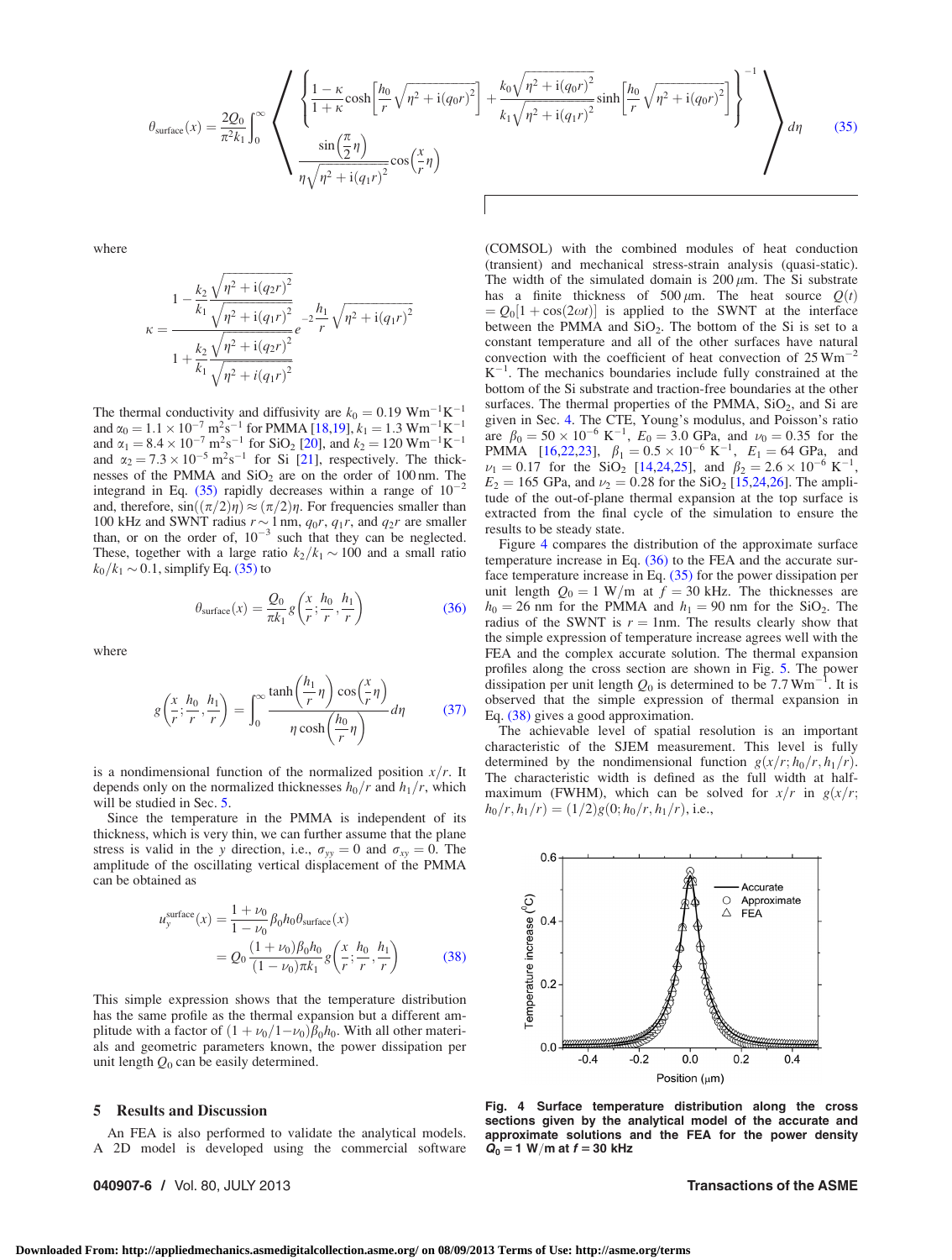$$\theta_{\text{surface}}(x) = \frac{2Q_0}{\pi^2 k_1}\int_0^\infty \left\langle \frac{\left\{\frac{1-\kappa}{1+\kappa}\cosh\left[\frac{h_0}{r}\sqrt{\eta^2+\mathrm{i}(q_0 r)^2}\right] + \frac{k_0\sqrt{\eta^2+\mathrm{i}(q_0 r)^2}}{k_1\sqrt{\eta^2+\mathrm{i}(q_1 r)^2}}\sinh\left[\frac{h_0}{r}\sqrt{\eta^2+\mathrm{i}(q_0 r)^2}\right]\right\}^{-1}}{\frac{\sin\left(\frac{\pi}{2}\eta\right)}{\eta\sqrt{\eta^2+\mathrm{i}(q_1 r)^2}}\cos\left(\frac{x}{r}\eta\right)} \right\rangle d\eta \tag{35}$$

where

$$\kappa = \frac{1 - \frac{k_2}{k_1}\frac{\sqrt{\eta^2+i(q_2 r)^2}}{\sqrt{\eta^2+i(q_1 r)^2}}}{1 + \frac{k_2}{k_1}\frac{\sqrt{\eta^2+i(q_2 r)^2}}{\sqrt{\eta^2+i(q_1 r)^2}}} e^{-2\frac{h_1}{r}\sqrt{\eta^2+i(q_1 r)^2}}$$

The thermal conductivity and diffusivity are $k_0 = 0.19\ \mathrm{Wm^{-1}K^{-1}}$ and $\alpha_0 = 1.1\times10^{-7}\ \mathrm{m^2s^{-1}}$ for PMMA [18,19], $k_1 = 1.3\ \mathrm{Wm^{-1}K^{-1}}$ and $\alpha_1 = 8.4\times10^{-7}\ \mathrm{m^2s^{-1}}$ for $SiO_2$ [20], and $k_2 = 120\ \mathrm{Wm^{-1}K^{-1}}$ and $\alpha_2 = 7.3\times10^{-5}\ \mathrm{m^2s^{-1}}$ for Si [21], respectively. The thicknesses of the PMMA and $SiO_2$ are on the order of 100 nm. The integrand in Eq. (35) rapidly decreases within a range of $10^{-2}$ and, therefore, $\sin((\pi/2)\eta) \approx (\pi/2)\eta$. For frequencies smaller than 100 kHz and SWNT radius $r \sim 1$ nm, $q_0 r$, $q_1 r$, and $q_2 r$ are smaller than, or on the order of, $10^{-3}$ such that they can be neglected. These, together with a large ratio $k_2/k_1 \sim 100$ and a small ratio $k_0/k_1 \sim 0.1$, simplify Eq. (35) to

$$\theta_{\text{surface}}(x) = \frac{Q_0}{\pi k_1} g\left(\frac{x}{r};\frac{h_0}{r},\frac{h_1}{r}\right) \tag{36}$$

where

$$g\left(\frac{x}{r};\frac{h_0}{r},\frac{h_1}{r}\right) = \int_0^\infty \frac{\tanh\left(\frac{h_1}{r}\eta\right)\cos\left(\frac{x}{r}\eta\right)}{\eta\cosh\left(\frac{h_0}{r}\eta\right)} d\eta \tag{37}$$

is a nondimensional function of the normalized position $x/r$. It depends only on the normalized thicknesses $h_0/r$ and $h_1/r$, which will be studied in Sec. 5.

Since the temperature in the PMMA is independent of its thickness, which is very thin, we can further assume that the plane stress is valid in the $y$ direction, i.e., $\sigma_{yy} = 0$ and $\sigma_{xy} = 0$. The amplitude of the oscillating vertical displacement of the PMMA can be obtained as

$$\begin{aligned} u_y^{\text{surface}}(x) &= \frac{1+\nu_0}{1-\nu_0}\beta_0 h_0 \theta_{\text{surface}}(x) \\ &= Q_0 \frac{(1+\nu_0)\beta_0 h_0}{(1-\nu_0)\pi k_1} g\left(\frac{x}{r};\frac{h_0}{r},\frac{h_1}{r}\right) \end{aligned} \tag{38}$$

This simple expression shows that the temperature distribution has the same profile as the thermal expansion but a different amplitude with a factor of $(1+\nu_0/1-\nu_0)\beta_0 h_0$. With all other materials and geometric parameters known, the power dissipation per unit length $Q_0$ can be easily determined.

## 5 Results and Discussion

An FEA is also performed to validate the analytical models. A 2D model is developed using the commercial software (COMSOL) with the combined modules of heat conduction (transient) and mechanical stress-strain analysis (quasi-static). The width of the simulated domain is 200 $\mu$m. The Si substrate has a finite thickness of 500 $\mu$m. The heat source $Q(t) = Q_0[1+\cos(2\omega t)]$ is applied to the SWNT at the interface between the PMMA and $SiO_2$. The bottom of the Si is set to a constant temperature and all of the other surfaces have natural convection with the coefficient of heat convection of 25 $\mathrm{Wm^{-2}K^{-1}}$. The mechanics boundaries include fully constrained at the bottom of the Si substrate and traction-free boundaries at the other surfaces. The thermal properties of the PMMA, $SiO_2$, and Si are given in Sec. 4. The CTE, Young's modulus, and Poisson's ratio are $\beta_0 = 50\times10^{-6}\ \mathrm{K^{-1}}$, $E_0 = 3.0$ GPa, and $\nu_0 = 0.35$ for the PMMA [16,22,23], $\beta_1 = 0.5\times10^{-6}\ \mathrm{K^{-1}}$, $E_1 = 64$ GPa, and $\nu_1 = 0.17$ for the $SiO_2$ [14,24,25], and $\beta_2 = 2.6\times10^{-6}\ \mathrm{K^{-1}}$, $E_2 = 165$ GPa, and $\nu_2 = 0.28$ for the $SiO_2$ [15,24,26]. The amplitude of the out-of-plane thermal expansion at the top surface is extracted from the final cycle of the simulation to ensure the results to be steady state.

Figure 4 compares the distribution of the approximate surface temperature increase in Eq. (36) to the FEA and the accurate surface temperature increase in Eq. (35) for the power dissipation per unit length $Q_0 = 1$ W/m at $f = 30$ kHz. The thicknesses are $h_0 = 26$ nm for the PMMA and $h_1 = 90$ nm for the $SiO_2$. The radius of the SWNT is $r = 1$nm. The results clearly show that the simple expression of temperature increase agrees well with the FEA and the complex accurate solution. The thermal expansion profiles along the cross section are shown in Fig. 5. The power dissipation per unit length $Q_0$ is determined to be 7.7 $\mathrm{Wm^{-1}}$. It is observed that the simple expression of thermal expansion in Eq. (38) gives a good approximation.

The achievable level of spatial resolution is an important characteristic of the SJEM measurement. This level is fully determined by the nondimensional function $g(x/r;h_0/r,h_1/r)$. The characteristic width is defined as the full width at half-maximum (FWHM), which can be solved for $x/r$ in $g(x/r;h_0/r,h_1/r) = (1/2)g(0;h_0/r,h_1/r)$, i.e.,

**Fig. 4 Surface temperature distribution along the cross sections given by the analytical model of the accurate and approximate solutions and the FEA for the power density $Q_0 = 1$ W/m at $f = 30$ kHz**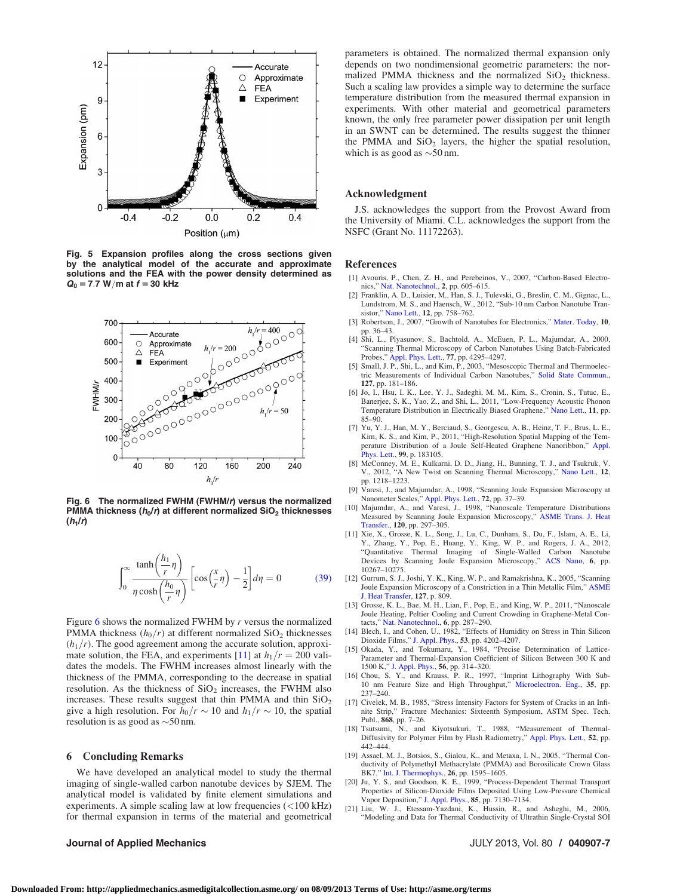Fig. 5 Expansion profiles along the cross sections given by the analytical model of the accurate and approximate solutions and the FEA with the power density determined as $Q_0 = 7.7$ W/m at $f = 30$ kHz

Fig. 6 The normalized FWHM (FWHM/$r$) versus the normalized PMMA thickness ($h_0/r$) at different normalized $SiO_2$ thicknesses ($h_1/r$)

$$\int_0^{\infty} \frac{\tanh\left(\frac{h_1}{r}\eta\right)}{\eta \cosh\left(\frac{h_0}{r}\eta\right)} \left[\cos\left(\frac{x}{r}\eta\right) - \frac{1}{2}\right] d\eta = 0 \tag{39}$$

Figure 6 shows the normalized FWHM by $r$ versus the normalized PMMA thickness ($h_0/r$) at different normalized $SiO_2$ thicknesses ($h_1/r$). The good agreement among the accurate solution, approximate solution, the FEA, and experiments [11] at $h_1/r = 200$ validates the models. The FWHM increases almost linearly with the thickness of the PMMA, corresponding to the decrease in spatial resolution. As the thickness of $SiO_2$ increases, the FWHM also increases. These results suggest that thin PMMA and thin $SiO_2$ give a high resolution. For $h_0/r \sim 10$ and $h_1/r \sim 10$, the spatial resolution is as good as $\sim$50 nm.

## 6 Concluding Remarks

We have developed an analytical model to study the thermal imaging of single-walled carbon nanotube devices by SJEM. The analytical model is validated by finite element simulations and experiments. A simple scaling law at low frequencies (<100 kHz) for thermal expansion in terms of the material and geometrical parameters is obtained. The normalized thermal expansion only depends on two nondimensional geometric parameters: the normalized PMMA thickness and the normalized $SiO_2$ thickness. Such a scaling law provides a simple way to determine the surface temperature distribution from the measured thermal expansion in experiments. With other material and geometrical parameters known, the only free parameter power dissipation per unit length in an SWNT can be determined. The results suggest the thinner the PMMA and $SiO_2$ layers, the higher the spatial resolution, which is as good as $\sim$50 nm.

## Acknowledgment

J.S. acknowledges the support from the Provost Award from the University of Miami. C.L. acknowledges the support from the NSFC (Grant No. 11172263).

## References

[1] Avouris, P., Chen, Z. H., and Perebeinos, V., 2007, "Carbon-Based Electronics," Nat. Nanotechnol., 2, pp. 605–615.

[2] Franklin, A. D., Luisier, M., Han, S. J., Tulevski, G., Breslin, C. M., Gignac, L., Lundstrom, M. S., and Haensch, W., 2012, "Sub-10 nm Carbon Nanotube Transistor," Nano Lett., 12, pp. 758–762.

[3] Robertson, J., 2007, "Growth of Nanotubes for Electronics," Mater. Today, 10, pp. 36–43.

[4] Shi, L., Plyasunov, S., Bachtold, A., McEuen, P. L., Majumdar, A., 2000, "Scanning Thermal Microscopy of Carbon Nanotubes Using Batch-Fabricated Probes," Appl. Phys. Lett., 77, pp. 4295–4297.

[5] Small, J. P., Shi, L., and Kim, P., 2003, "Mesoscopic Thermal and Thermoelectric Measurements of Individual Carbon Nanotubes," Solid State Commun., 127, pp. 181–186.

[6] Jo, I., Hsu, I. K., Lee, Y. J., Sadeghi, M. M., Kim, S., Cronin, S., Tutuc, E., Banerjee, S. K., Yao, Z., and Shi, L., 2011, "Low-Frequency Acoustic Phonon Temperature Distribution in Electrically Biased Graphene," Nano Lett., 11, pp. 85–90.

[7] Yu, Y. J., Han, M. Y., Berciaud, S., Georgescu, A. B., Heinz, T. F., Brus, L. E., Kim, K. S., and Kim, P., 2011, "High-Resolution Spatial Mapping of the Temperature Distribution of a Joule Self-Heated Graphene Nanoribbon," Appl. Phys. Lett., 99, p. 183105.

[8] McConney, M. E., Kulkarni, D. D., Jiang, H., Bunning, T. J., and Tsukruk, V. V., 2012, "A New Twist on Scanning Thermal Microscopy," Nano Lett., 12, pp. 1218–1223.

[9] Varesi, J., and Majumdar, A., 1998, "Scanning Joule Expansion Microscopy at Nanometer Scales," Appl. Phys. Lett., 72, pp. 37–39.

[10] Majumdar, A., and Varesi, J., 1998, "Nanoscale Temperature Distributions Measured by Scanning Joule Expansion Microscopy," ASME Trans. J. Heat Transfer., 120, pp. 297–305.

[11] Xie, X., Grosse, K. L., Song, J., Lu, C., Dunham, S., Du, F., Islam, A. E., Li, Y., Zhang, Y., Pop, E., Huang, Y., King, W. P., and Rogers, J. A., 2012, "Quantitative Thermal Imaging of Single-Walled Carbon Nanotube Devices by Scanning Joule Expansion Microscopy," ACS Nano, 6, pp. 10267–10275.

[12] Gurrum, S. J., Joshi, Y. K., King, W. P., and Ramakrishna, K., 2005, "Scanning Joule Expansion Microscopy of a Constriction in a Thin Metallic Film," ASME J. Heat Transfer, 127, p. 809.

[13] Grosse, K. L., Bae, M. H., Lian, F., Pop, E., and King, W. P., 2011, "Nanoscale Joule Heating, Peltier Cooling and Current Crowding in Graphene-Metal Contacts," Nat. Nanotechnol., 6, pp. 287–290.

[14] Blech, I., and Cohen, U., 1982, "Effects of Humidity on Stress in Thin Silicon Dioxide Films," J. Appl. Phys., 53, pp. 4202–4207.

[15] Okada, Y., and Tokumaru, Y., 1984, "Precise Determination of Lattice-Parameter and Thermal-Expansion Coefficient of Silicon Between 300 K and 1500 K," J. Appl. Phys., 56, pp. 314–320.

[16] Chou, S. Y., and Krauss, P. R., 1997, "Imprint Lithography With Sub-10 nm Feature Size and High Throughput," Microelectron. Eng., 35, pp. 237–240.

[17] Civelek, M. B., 1985, "Stress Intensity Factors for System of Cracks in an Infinite Strip," Fracture Mechanics: Sixteenth Symposium, ASTM Spec. Tech. Publ., 868, pp. 7–26.

[18] Tsutsumi, N., and Kiyotsukuri, T., 1988, "Measurement of Thermal-Diffusivity for Polymer Film by Flash Radiometry," Appl. Phys. Lett., 52, pp. 442–444.

[19] Assael, M. J., Botsios, S., Gialou, K., and Metaxa, I. N., 2005, "Thermal Conductivity of Polymethyl Methacrylate (PMMA) and Borosilicate Crown Glass BK7," Int. J. Thermophys., 26, pp. 1595–1605.

[20] Ju, Y. S., and Goodson, K. E., 1999, "Process-Dependent Thermal Transport Properties of Silicon-Dioxide Films Deposited Using Low-Pressure Chemical Vapor Deposition," J. Appl. Phys., 85, pp. 7130–7134.

[21] Liu, W. J., Etessam-Yazdani, K., Hussin, R., and Asheghi, M., 2006, "Modeling and Data for Thermal Conductivity of Ultrathin Single-Crystal SOI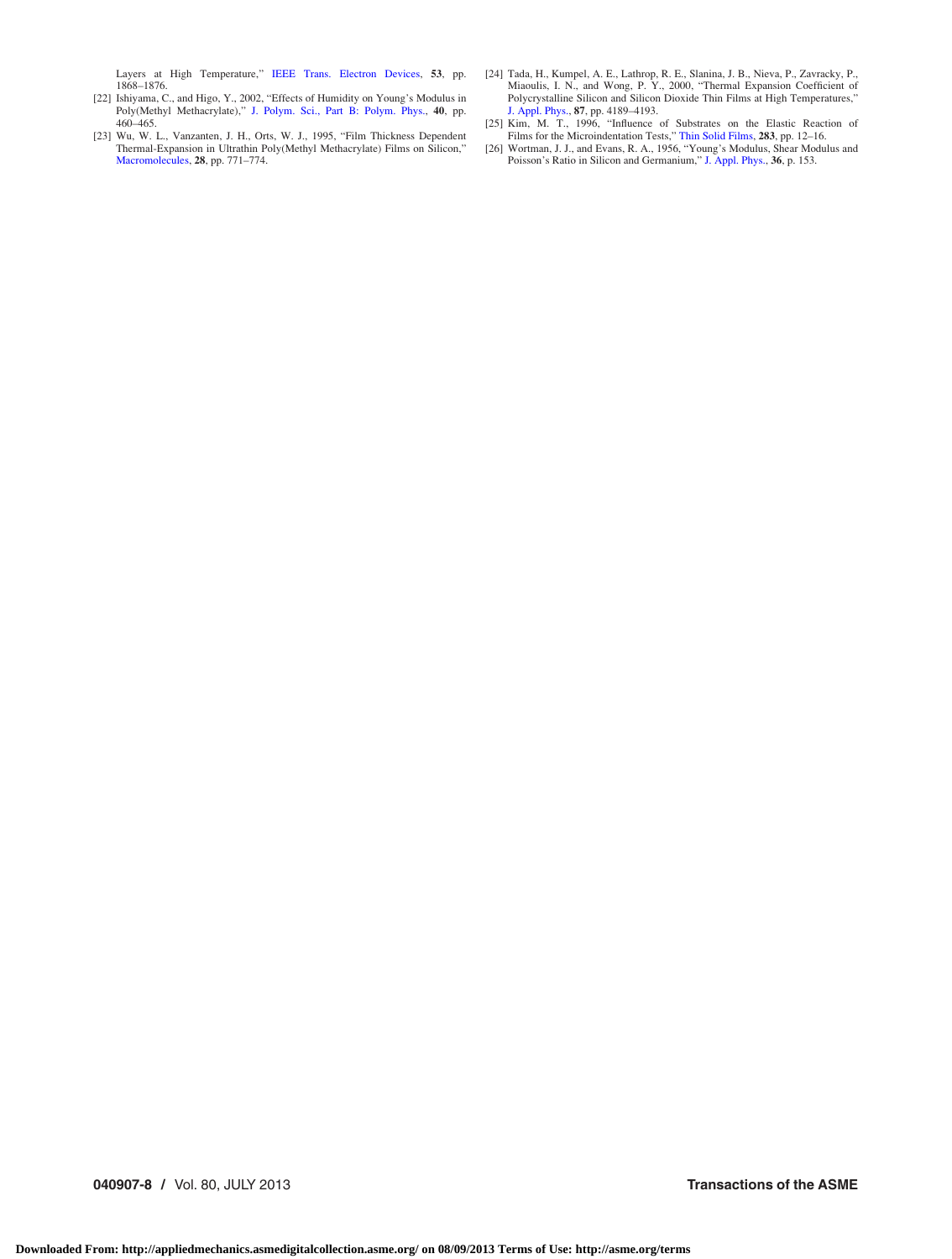Layers at High Temperature," IEEE Trans. Electron Devices, **53**, pp. 1868–1876.

[22] Ishiyama, C., and Higo, Y., 2002, "Effects of Humidity on Young's Modulus in Poly(Methyl Methacrylate)," J. Polym. Sci., Part B: Polym. Phys., **40**, pp. 460–465.

[23] Wu, W. L., Vanzanten, J. H., Orts, W. J., 1995, "Film Thickness Dependent Thermal-Expansion in Ultrathin Poly(Methyl Methacrylate) Films on Silicon," Macromolecules, **28**, pp. 771–774.

[24] Tada, H., Kumpel, A. E., Lathrop, R. E., Slanina, J. B., Nieva, P., Zavracky, P., Miaoulis, I. N., and Wong, P. Y., 2000, "Thermal Expansion Coefficient of Polycrystalline Silicon and Silicon Dioxide Thin Films at High Temperatures," J. Appl. Phys., **87**, pp. 4189–4193.

[25] Kim, M. T., 1996, "Influence of Substrates on the Elastic Reaction of Films for the Microindentation Tests," Thin Solid Films, **283**, pp. 12–16.

[26] Wortman, J. J., and Evans, R. A., 1956, "Young's Modulus, Shear Modulus and Poisson's Ratio in Silicon and Germanium," J. Appl. Phys., **36**, p. 153.